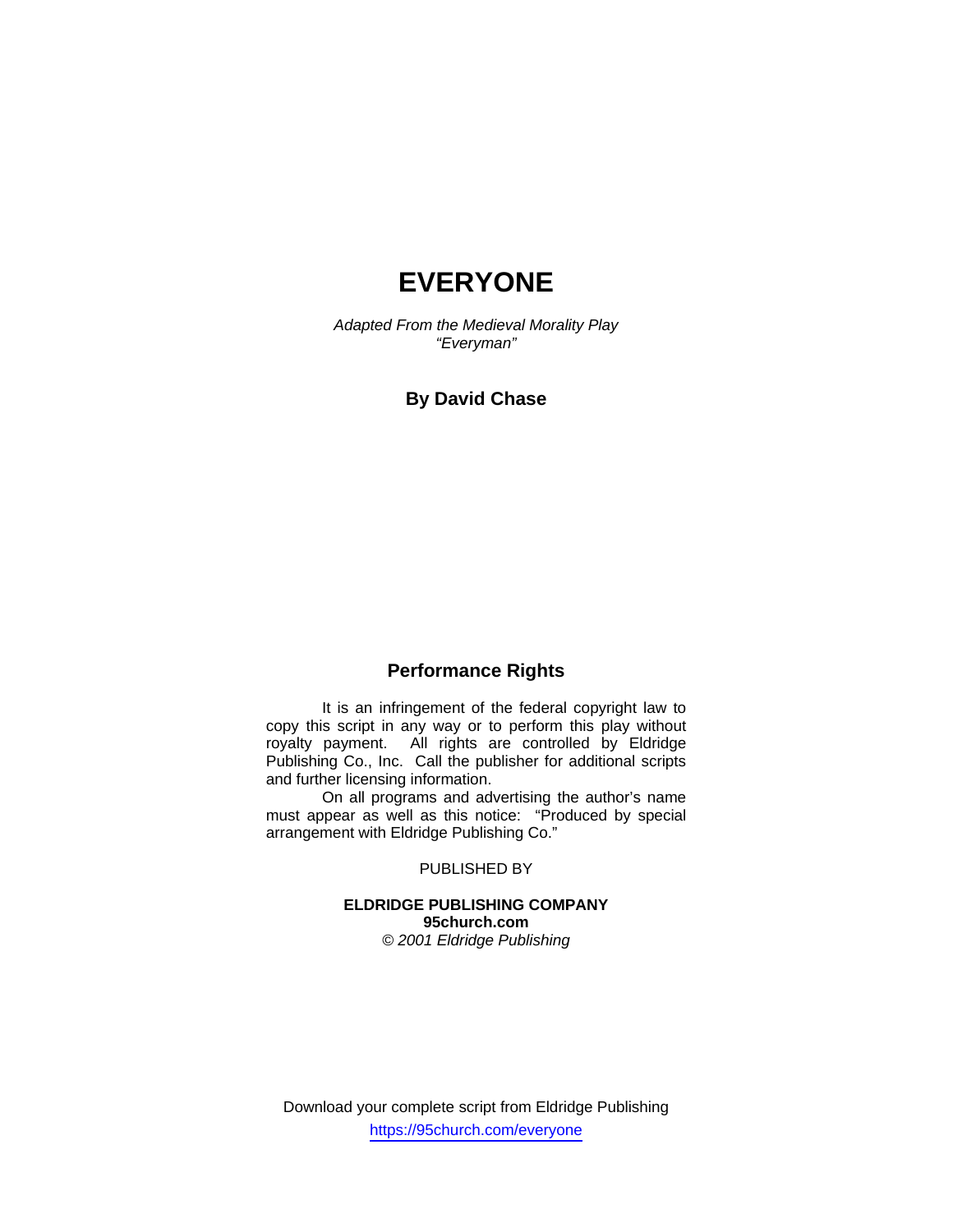# EVERYONE

*Adapted From the Medieval Morality Play "Everyman"*

**By David Chase**

## Performance Rights

It is an infringement of the federal copyright law to copy this script in any way or to perform this play without royalty payment. All rights are controlled by Eldridge Publishing Co., Inc. Call the publisher for additional scripts and further licensing information.

On all programs and advertising the author's name must appear as well as this notice: "Produced by special arrangement with Eldridge Publishing Co."

PUBLISHED BY

**ELDRIDGE PUBLISHING COMPANY**
**95church.com**
*© 2001 Eldridge Publishing*

Download your complete script from Eldridge Publishing
https://95church.com/everyone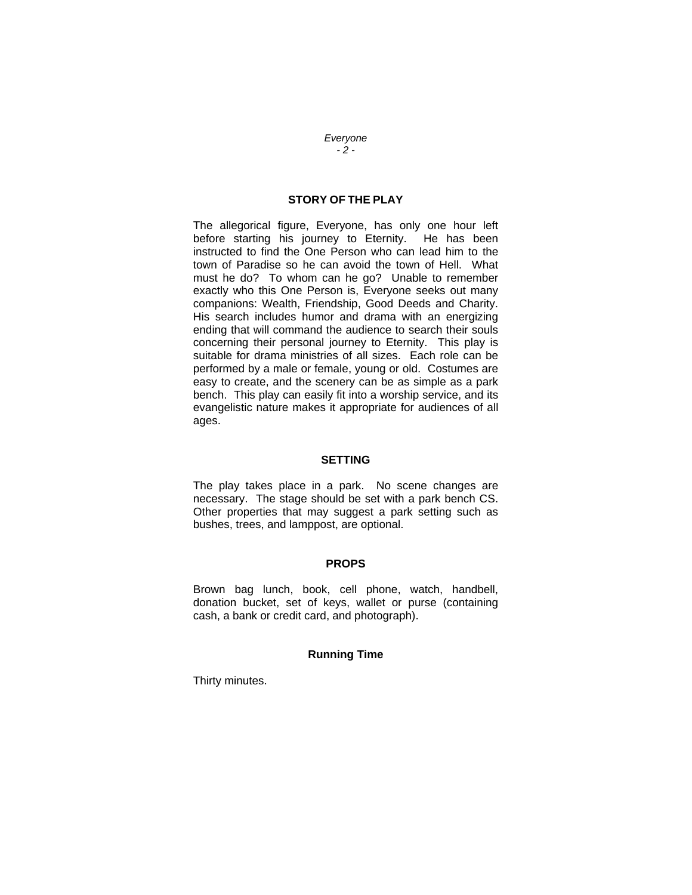## STORY OF THE PLAY

The allegorical figure, Everyone, has only one hour left before starting his journey to Eternity. He has been instructed to find the One Person who can lead him to the town of Paradise so he can avoid the town of Hell. What must he do? To whom can he go? Unable to remember exactly who this One Person is, Everyone seeks out many companions: Wealth, Friendship, Good Deeds and Charity. His search includes humor and drama with an energizing ending that will command the audience to search their souls concerning their personal journey to Eternity. This play is suitable for drama ministries of all sizes. Each role can be performed by a male or female, young or old. Costumes are easy to create, and the scenery can be as simple as a park bench. This play can easily fit into a worship service, and its evangelistic nature makes it appropriate for audiences of all ages.

## SETTING

The play takes place in a park. No scene changes are necessary. The stage should be set with a park bench CS. Other properties that may suggest a park setting such as bushes, trees, and lamppost, are optional.

## PROPS

Brown bag lunch, book, cell phone, watch, handbell, donation bucket, set of keys, wallet or purse (containing cash, a bank or credit card, and photograph).

## Running Time

Thirty minutes.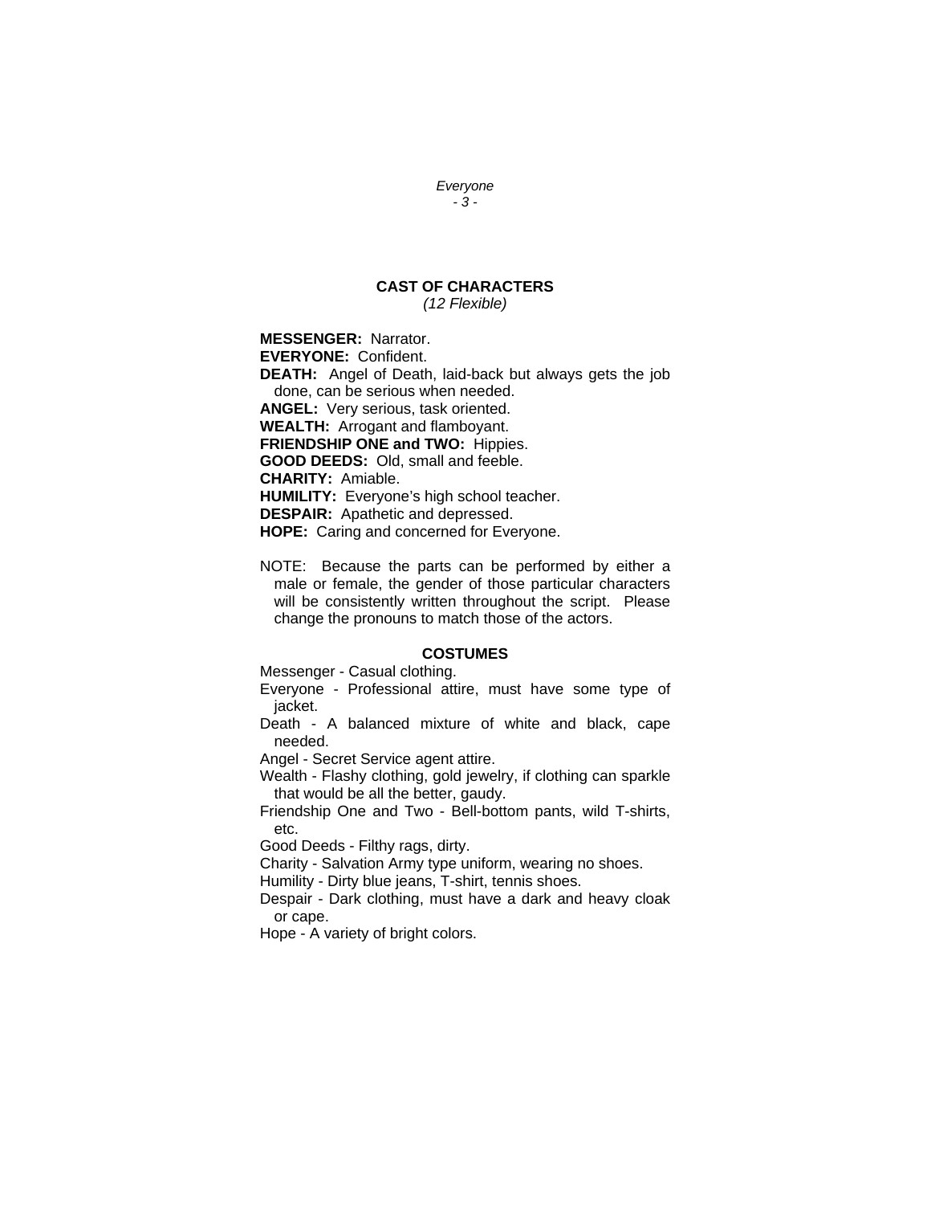## CAST OF CHARACTERS

*(12 Flexible)*

**MESSENGER:** Narrator.
**EVERYONE:** Confident.
**DEATH:** Angel of Death, laid-back but always gets the job done, can be serious when needed.
**ANGEL:** Very serious, task oriented.
**WEALTH:** Arrogant and flamboyant.
**FRIENDSHIP ONE and TWO:** Hippies.
**GOOD DEEDS:** Old, small and feeble.
**CHARITY:** Amiable.
**HUMILITY:** Everyone's high school teacher.
**DESPAIR:** Apathetic and depressed.
**HOPE:** Caring and concerned for Everyone.

NOTE: Because the parts can be performed by either a male or female, the gender of those particular characters will be consistently written throughout the script. Please change the pronouns to match those of the actors.

## COSTUMES

Messenger - Casual clothing.
Everyone - Professional attire, must have some type of jacket.
Death - A balanced mixture of white and black, cape needed.
Angel - Secret Service agent attire.
Wealth - Flashy clothing, gold jewelry, if clothing can sparkle that would be all the better, gaudy.
Friendship One and Two - Bell-bottom pants, wild T-shirts, etc.
Good Deeds - Filthy rags, dirty.
Charity - Salvation Army type uniform, wearing no shoes.
Humility - Dirty blue jeans, T-shirt, tennis shoes.
Despair - Dark clothing, must have a dark and heavy cloak or cape.
Hope - A variety of bright colors.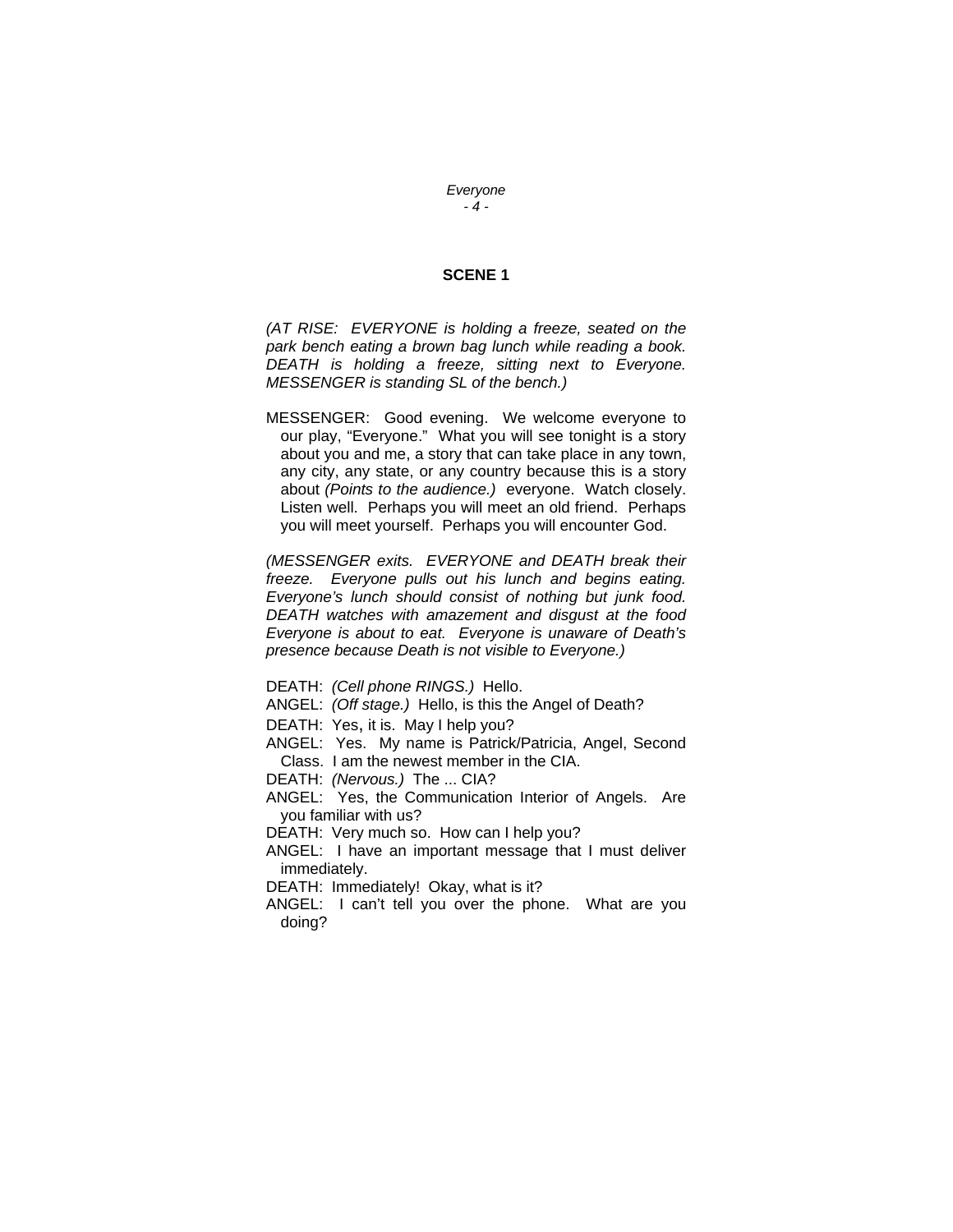## SCENE 1

*(AT RISE: EVERYONE is holding a freeze, seated on the park bench eating a brown bag lunch while reading a book. DEATH is holding a freeze, sitting next to Everyone. MESSENGER is standing SL of the bench.)*

MESSENGER: Good evening. We welcome everyone to our play, "Everyone." What you will see tonight is a story about you and me, a story that can take place in any town, any city, any state, or any country because this is a story about *(Points to the audience.)* everyone. Watch closely. Listen well. Perhaps you will meet an old friend. Perhaps you will meet yourself. Perhaps you will encounter God.

*(MESSENGER exits. EVERYONE and DEATH break their freeze. Everyone pulls out his lunch and begins eating. Everyone's lunch should consist of nothing but junk food. DEATH watches with amazement and disgust at the food Everyone is about to eat. Everyone is unaware of Death's presence because Death is not visible to Everyone.)*

DEATH: *(Cell phone RINGS.)* Hello.

ANGEL: *(Off stage.)* Hello, is this the Angel of Death?

DEATH: Yes, it is. May I help you?

ANGEL: Yes. My name is Patrick/Patricia, Angel, Second Class. I am the newest member in the CIA.

DEATH: *(Nervous.)* The ... CIA?

ANGEL: Yes, the Communication Interior of Angels. Are you familiar with us?

DEATH: Very much so. How can I help you?

ANGEL: I have an important message that I must deliver immediately.

DEATH: Immediately! Okay, what is it?

ANGEL: I can't tell you over the phone. What are you doing?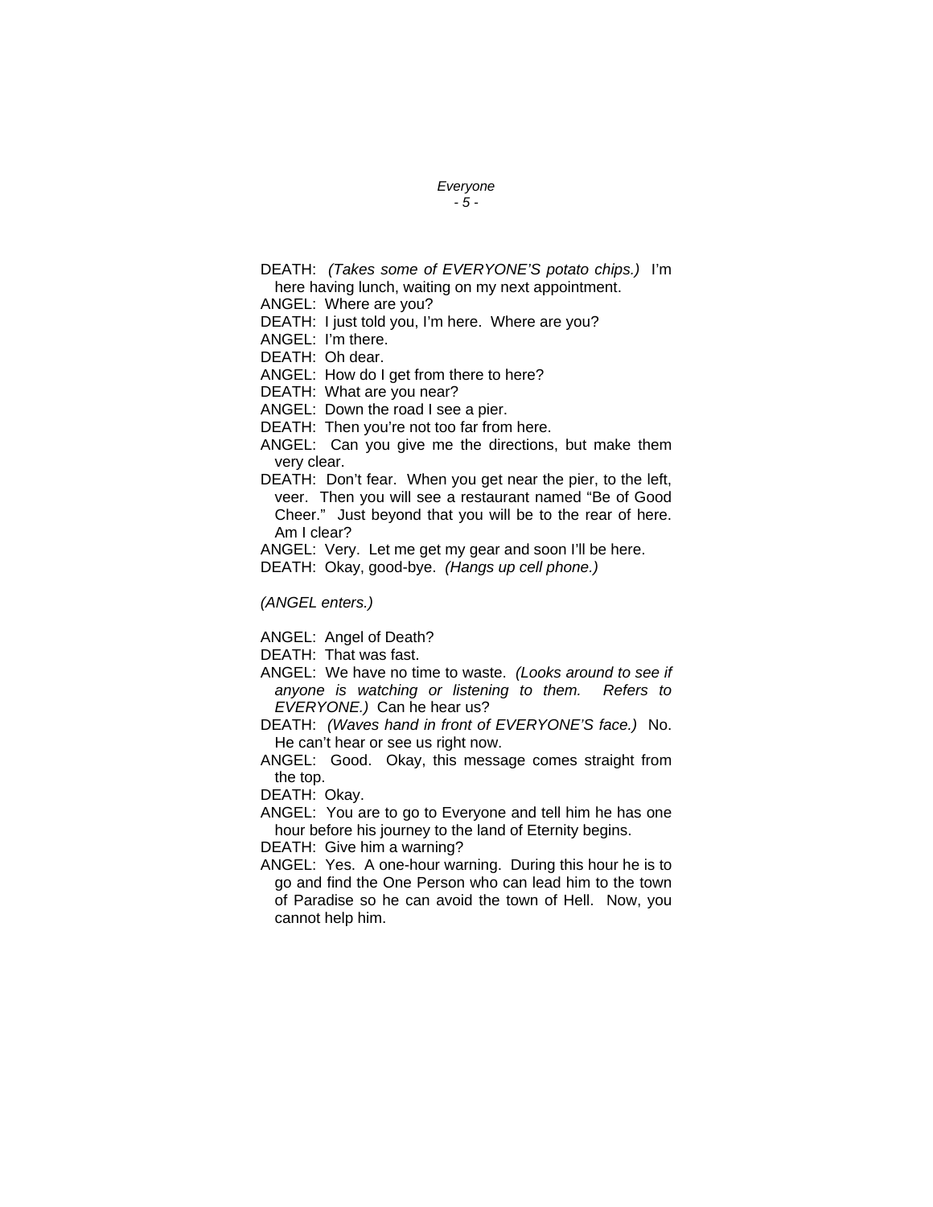DEATH: *(Takes some of EVERYONE'S potato chips.)* I'm here having lunch, waiting on my next appointment.

ANGEL: Where are you?

DEATH: I just told you, I'm here. Where are you?

ANGEL: I'm there.

DEATH: Oh dear.

ANGEL: How do I get from there to here?

DEATH: What are you near?

ANGEL: Down the road I see a pier.

DEATH: Then you're not too far from here.

ANGEL: Can you give me the directions, but make them very clear.

DEATH: Don't fear. When you get near the pier, to the left, veer. Then you will see a restaurant named "Be of Good Cheer." Just beyond that you will be to the rear of here. Am I clear?

ANGEL: Very. Let me get my gear and soon I'll be here.

DEATH: Okay, good-bye. *(Hangs up cell phone.)*

*(ANGEL enters.)*

ANGEL: Angel of Death?

DEATH: That was fast.

ANGEL: We have no time to waste. *(Looks around to see if anyone is watching or listening to them. Refers to EVERYONE.)* Can he hear us?

DEATH: *(Waves hand in front of EVERYONE'S face.)* No. He can't hear or see us right now.

ANGEL: Good. Okay, this message comes straight from the top.

DEATH: Okay.

ANGEL: You are to go to Everyone and tell him he has one hour before his journey to the land of Eternity begins.

DEATH: Give him a warning?

ANGEL: Yes. A one-hour warning. During this hour he is to go and find the One Person who can lead him to the town of Paradise so he can avoid the town of Hell. Now, you cannot help him.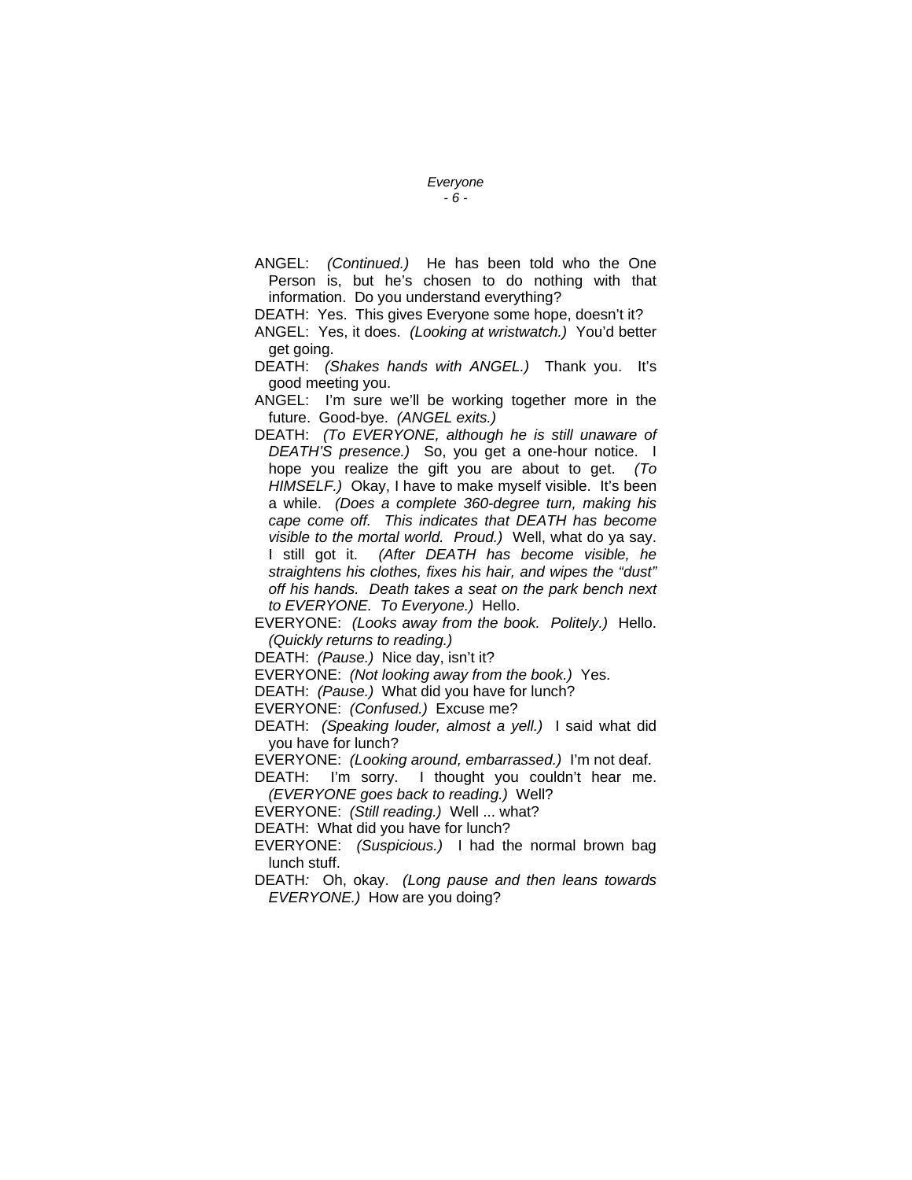ANGEL: *(Continued.)* He has been told who the One Person is, but he's chosen to do nothing with that information. Do you understand everything?

DEATH: Yes. This gives Everyone some hope, doesn't it?

ANGEL: Yes, it does. *(Looking at wristwatch.)* You'd better get going.

DEATH: *(Shakes hands with ANGEL.)* Thank you. It's good meeting you.

ANGEL: I'm sure we'll be working together more in the future. Good-bye. *(ANGEL exits.)*

DEATH: *(To EVERYONE, although he is still unaware of DEATH'S presence.)* So, you get a one-hour notice. I hope you realize the gift you are about to get. *(To HIMSELF.)* Okay, I have to make myself visible. It's been a while. *(Does a complete 360-degree turn, making his cape come off. This indicates that DEATH has become visible to the mortal world. Proud.)* Well, what do ya say. I still got it. *(After DEATH has become visible, he straightens his clothes, fixes his hair, and wipes the "dust" off his hands. Death takes a seat on the park bench next to EVERYONE. To Everyone.)* Hello.

EVERYONE: *(Looks away from the book. Politely.)* Hello. *(Quickly returns to reading.)*

DEATH: *(Pause.)* Nice day, isn't it?

EVERYONE: *(Not looking away from the book.)* Yes.

DEATH: *(Pause.)* What did you have for lunch?

EVERYONE: *(Confused.)* Excuse me?

DEATH: *(Speaking louder, almost a yell.)* I said what did you have for lunch?

EVERYONE: *(Looking around, embarrassed.)* I'm not deaf.

DEATH: I'm sorry. I thought you couldn't hear me. *(EVERYONE goes back to reading.)* Well?

EVERYONE: *(Still reading.)* Well ... what?

DEATH: What did you have for lunch?

EVERYONE: *(Suspicious.)* I had the normal brown bag lunch stuff.

DEATH: Oh, okay. *(Long pause and then leans towards EVERYONE.)* How are you doing?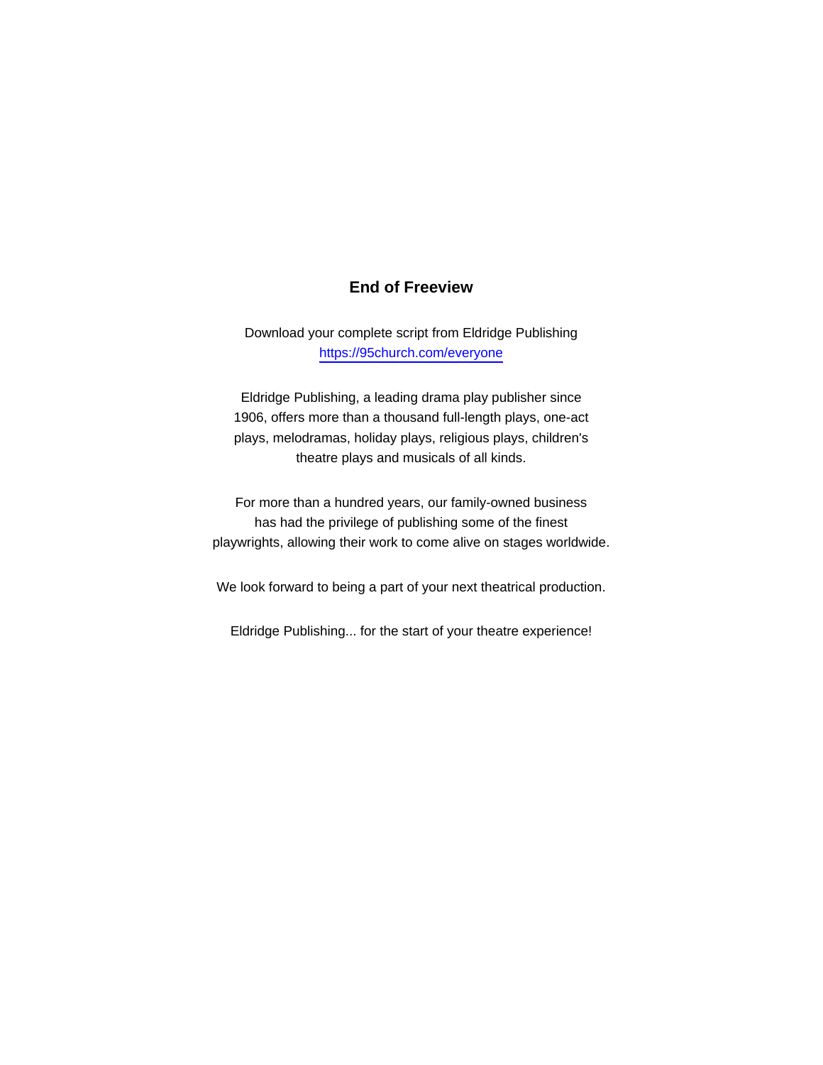## End of Freeview

Download your complete script from Eldridge Publishing
https://95church.com/everyone

Eldridge Publishing, a leading drama play publisher since 1906, offers more than a thousand full-length plays, one-act plays, melodramas, holiday plays, religious plays, children's theatre plays and musicals of all kinds.

For more than a hundred years, our family-owned business has had the privilege of publishing some of the finest playwrights, allowing their work to come alive on stages worldwide.

We look forward to being a part of your next theatrical production.

Eldridge Publishing... for the start of your theatre experience!